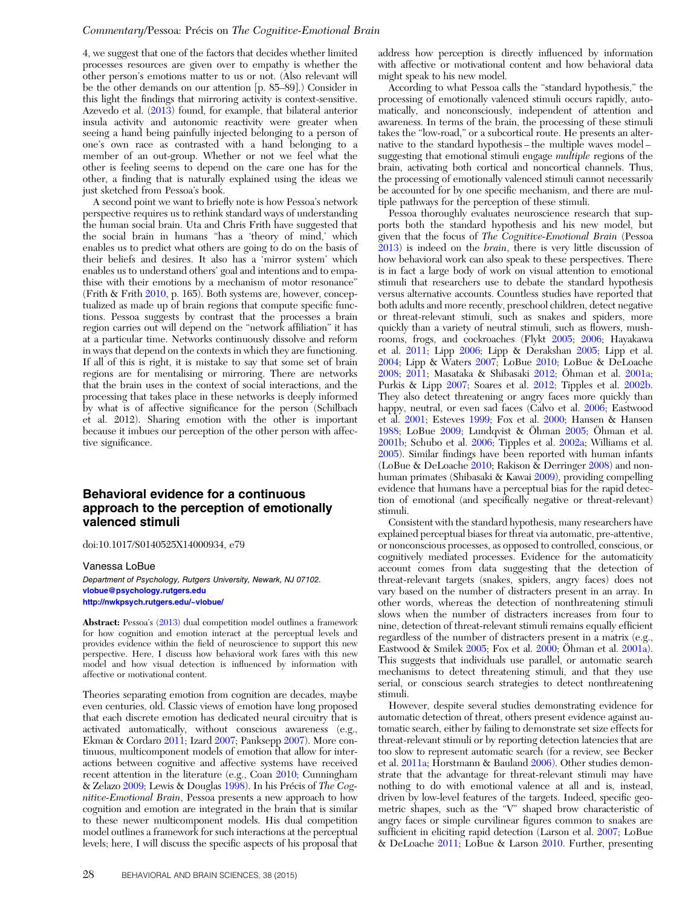4, we suggest that one of the factors that decides whether limited processes resources are given over to empathy is whether the other person's emotions matter to us or not. (Also relevant will be the other demands on our attention [p. 85–89].) Consider in this light the findings that mirroring activity is context-sensitive. Azevedo et al. (2013) found, for example, that bilateral anterior insula activity and autonomic reactivity were greater when seeing a hand being painfully injected belonging to a person of one's own race as contrasted with a hand belonging to a member of an out-group. Whether or not we feel what the other is feeling seems to depend on the care one has for the other, a finding that is naturally explained using the ideas we just sketched from Pessoa's book.

A second point we want to briefly note is how Pessoa's network perspective requires us to rethink standard ways of understanding the human social brain. Uta and Chris Frith have suggested that the social brain in humans "has a 'theory of mind,' which enables us to predict what others are going to do on the basis of their beliefs and desires. It also has a 'mirror system' which enables us to understand others' goal and intentions and to empathise with their emotions by a mechanism of motor resonance" (Frith & Frith 2010, p. 165). Both systems are, however, conceptualized as made up of brain regions that compute specific functions. Pessoa suggests by contrast that the processes a brain region carries out will depend on the "network affiliation" it has at a particular time. Networks continuously dissolve and reform in ways that depend on the contexts in which they are functioning. If all of this is right, it is mistake to say that some set of brain regions are for mentalising or mirroring. There are networks that the brain uses in the context of social interactions, and the processing that takes place in these networks is deeply informed by what is of affective significance for the person (Schilbach et al. 2012). Sharing emotion with the other is important because it imbues our perception of the other person with affective significance.

## Behavioral evidence for a continuous approach to the perception of emotionally valenced stimuli

doi:10.1017/S0140525X14000934, e79

Vanessa LoBue

*Department of Psychology, Rutgers University, Newark, NJ 07102.*
**vlobue@psychology.rutgers.edu**
**http://nwkpsych.rutgers.edu/~vlobue/**

**Abstract:** Pessoa's (2013) dual competition model outlines a framework for how cognition and emotion interact at the perceptual levels and provides evidence within the field of neuroscience to support this new perspective. Here, I discuss how behavioral work fares with this new model and how visual detection is influenced by information with affective or motivational content.

Theories separating emotion from cognition are decades, maybe even centuries, old. Classic views of emotion have long proposed that each discrete emotion has dedicated neural circuitry that is activated automatically, without conscious awareness (e.g., Ekman & Cordaro 2011; Izard 2007; Panksepp 2007). More continuous, multicomponent models of emotion that allow for interactions between cognitive and affective systems have received recent attention in the literature (e.g., Coan 2010; Cunningham & Zelazo 2009; Lewis & Douglas 1998). In his Précis of *The Cognitive-Emotional Brain*, Pessoa presents a new approach to how cognition and emotion are integrated in the brain that is similar to these newer multicomponent models. His dual competition model outlines a framework for such interactions at the perceptual levels; here, I will discuss the specific aspects of his proposal that address how perception is directly influenced by information with affective or motivational content and how behavioral data might speak to his new model.

According to what Pessoa calls the "standard hypothesis," the processing of emotionally valenced stimuli occurs rapidly, automatically, and nonconsciously, independent of attention and awareness. In terms of the brain, the processing of these stimuli takes the "low-road," or a subcortical route. He presents an alternative to the standard hypothesis – the multiple waves model – suggesting that emotional stimuli engage *multiple* regions of the brain, activating both cortical and noncortical channels. Thus, the processing of emotionally valenced stimuli cannot necessarily be accounted for by one specific mechanism, and there are multiple pathways for the perception of these stimuli.

Pessoa thoroughly evaluates neuroscience research that supports both the standard hypothesis and his new model, but given that the focus of *The Cognitive-Emotional Brain* (Pessoa 2013) is indeed on the *brain*, there is very little discussion of how behavioral work can also speak to these perspectives. There is in fact a large body of work on visual attention to emotional stimuli that researchers use to debate the standard hypothesis versus alternative accounts. Countless studies have reported that both adults and more recently, preschool children, detect negative or threat-relevant stimuli, such as snakes and spiders, more quickly than a variety of neutral stimuli, such as flowers, mushrooms, frogs, and cockroaches (Flykt 2005; 2006; Hayakawa et al. 2011; Lipp 2006; Lipp & Derakshan 2005; Lipp et al. 2004; Lipp & Waters 2007; LoBue 2010; LoBue & DeLoache 2008; 2011; Masataka & Shibasaki 2012; Öhman et al. 2001a; Purkis & Lipp 2007; Soares et al. 2012; Tipples et al. 2002b. They also detect threatening or angry faces more quickly than happy, neutral, or even sad faces (Calvo et al. 2006; Eastwood et al. 2001; Esteves 1999; Fox et al. 2000; Hansen & Hansen 1988; LoBue 2009; Lundqvist & Öhman 2005; Öhman et al. 2001b; Schubo et al. 2006; Tipples et al. 2002a; Williams et al. 2005). Similar findings have been reported with human infants (LoBue & DeLoache 2010; Rakison & Derringer 2008) and nonhuman primates (Shibasaki & Kawai 2009), providing compelling evidence that humans have a perceptual bias for the rapid detection of emotional (and specifically negative or threat-relevant) stimuli.

Consistent with the standard hypothesis, many researchers have explained perceptual biases for threat via automatic, pre-attentive, or nonconscious processes, as opposed to controlled, conscious, or cognitively mediated processes. Evidence for the automaticity account comes from data suggesting that the detection of threat-relevant targets (snakes, spiders, angry faces) does not vary based on the number of distracters present in an array. In other words, whereas the detection of nonthreatening stimuli slows when the number of distracters increases from four to nine, detection of threat-relevant stimuli remains equally efficient regardless of the number of distracters present in a matrix (e.g., Eastwood & Smilek 2005; Fox et al. 2000; Öhman et al. 2001a). This suggests that individuals use parallel, or automatic search mechanisms to detect threatening stimuli, and that they use serial, or conscious search strategies to detect nonthreatening stimuli.

However, despite several studies demonstrating evidence for automatic detection of threat, others present evidence against automatic search, either by failing to demonstrate set size effects for threat-relevant stimuli or by reporting detection latencies that are too slow to represent automatic search (for a review, see Becker et al. 2011a; Horstmann & Bauland 2006). Other studies demonstrate that the advantage for threat-relevant stimuli may have nothing to do with emotional valence at all and is, instead, driven by low-level features of the targets. Indeed, specific geometric shapes, such as the "V" shaped brow characteristic of angry faces or simple curvilinear figures common to snakes are sufficient in eliciting rapid detection (Larson et al. 2007; LoBue & DeLoache 2011; LoBue & Larson 2010. Further, presenting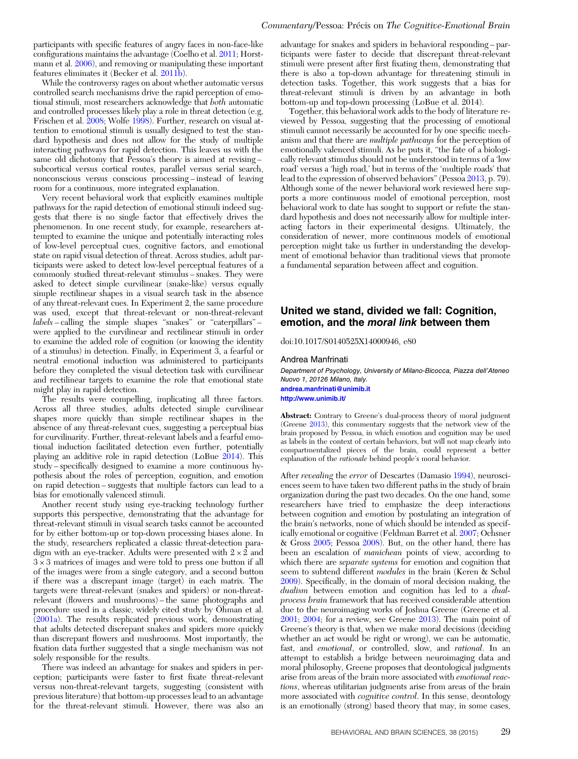participants with specific features of angry faces in non-face-like configurations maintains the advantage (Coelho et al. 2011; Horstmann et al. 2006), and removing or manipulating these important features eliminates it (Becker et al. 2011b).

While the controversy rages on about whether automatic versus controlled search mechanisms drive the rapid perception of emotional stimuli, most researchers acknowledge that *both* automatic and controlled processes likely play a role in threat detection (e.g, Frischen et al. 2008; Wolfe 1998). Further, research on visual attention to emotional stimuli is usually designed to test the standard hypothesis and does not allow for the study of multiple interacting pathways for rapid detection. This leaves us with the same old dichotomy that Pessoa's theory is aimed at revising – subcortical versus cortical routes, parallel versus serial search, nonconscious versus conscious processing – instead of leaving room for a continuous, more integrated explanation.

Very recent behavioral work that explicitly examines multiple pathways for the rapid detection of emotional stimuli indeed suggests that there is no single factor that effectively drives the phenomenon. In one recent study, for example, researchers attempted to examine the unique and potentially interacting roles of low-level perceptual cues, cognitive factors, and emotional state on rapid visual detection of threat. Across studies, adult participants were asked to detect low-level perceptual features of a commonly studied threat-relevant stimulus – snakes. They were asked to detect simple curvilinear (snake-like) versus equally simple rectilinear shapes in a visual search task in the absence of any threat-relevant cues. In Experiment 2, the same procedure was used, except that threat-relevant or non-threat-relevant *labels* – calling the simple shapes "snakes" or "caterpillars" – were applied to the curvilinear and rectilinear stimuli in order to examine the added role of cognition (or knowing the identity of a stimulus) in detection. Finally, in Experiment 3, a fearful or neutral emotional induction was administered to participants before they completed the visual detection task with curvilinear and rectilinear targets to examine the role that emotional state might play in rapid detection.

The results were compelling, implicating all three factors. Across all three studies, adults detected simple curvilinear shapes more quickly than simple rectilinear shapes in the absence of any threat-relevant cues, suggesting a perceptual bias for curvilinarity. Further, threat-relevant labels and a fearful emotional induction facilitated detection even further, potentially playing an additive role in rapid detection (LoBue 2014). This study – specifically designed to examine a more continuous hypothesis about the roles of perception, cognition, and emotion on rapid detection – suggests that multiple factors can lead to a bias for emotionally valenced stimuli.

Another recent study using eye-tracking technology further supports this perspective, demonstrating that the advantage for threat-relevant stimuli in visual search tasks cannot be accounted for by either bottom-up or top-down processing biases alone. In the study, researchers replicated a classic threat-detection paradigm with an eye-tracker. Adults were presented with $2 \times 2$ and $3 \times 3$ matrices of images and were told to press one button if all of the images were from a single category, and a second button if there was a discrepant image (target) in each matrix. The targets were threat-relevant (snakes and spiders) or non-threat-relevant (flowers and mushrooms) – the same photographs and procedure used in a classic, widely cited study by Öhman et al. (2001a). The results replicated previous work, demonstrating that adults detected discrepant snakes and spiders more quickly than discrepant flowers and mushrooms. Most importantly, the fixation data further suggested that a single mechanism was not solely responsible for the results.

There was indeed an advantage for snakes and spiders in perception; participants were faster to first fixate threat-relevant versus non-threat-relevant targets, suggesting (consistent with previous literature) that bottom-up processes lead to an advantage for the threat-relevant stimuli. However, there was also an advantage for snakes and spiders in behavioral responding – participants were faster to decide that discrepant threat-relevant stimuli were present after first fixating them, demonstrating that there is also a top-down advantage for threatening stimuli in detection tasks. Together, this work suggests that a bias for threat-relevant stimuli is driven by an advantage in both bottom-up and top-down processing (LoBue et al. 2014).

Together, this behavioral work adds to the body of literature reviewed by Pessoa, suggesting that the processing of specific emotional stimuli cannot necessarily be accounted for by one specific mechanism and that there are *multiple pathways* for the perception of emotionally valenced stimuli. As he puts it, "the fate of a biologically relevant stimulus should not be understood in terms of a 'low road' versus a 'high road,' but in terms of the 'multiple roads' that lead to the expression of observed behaviors" (Pessoa 2013, p. 79). Although some of the newer behavioral work reviewed here supports a more continuous model of emotional perception, most behavioral work to date has sought to support or refute the standard hypothesis and does not necessarily allow for multiple interacting factors in their experimental designs. Ultimately, the consideration of newer, more continuous models of emotional perception might take us further in understanding the development of emotional behavior than traditional views that promote a fundamental separation between affect and cognition.

## United we stand, divided we fall: Cognition, emotion, and the *moral link* between them

doi:10.1017/S0140525X14000946, e80

Andrea Manfrinati

*Department of Psychology, University of Milano-Bicocca, Piazza dell'Ateneo Nuovo 1, 20126 Milano, Italy.*
andrea.manfrinati@unimib.it
http://www.unimib.it/

**Abstract:** Contrary to Greene's dual-process theory of moral judgment (Greene 2013), this commentary suggests that the network view of the brain proposed by Pessoa, in which emotion and cognition may be used as labels in the context of certain behaviors, but will not map clearly into compartmentalized pieces of the brain, could represent a better explanation of the *rationale* behind people's moral behavior.

After *revealing* the *error* of Descartes (Damasio 1994), neurosciences seem to have taken two different paths in the study of brain organization during the past two decades. On the one hand, some researchers have tried to emphasize the deep interactions between cognition and emotion by postulating an integration of the brain's networks, none of which should be intended as specifically emotional or cognitive (Feldman Barret et al. 2007; Ochsner & Gross 2005; Pessoa 2008). But, on the other hand, there has been an escalation of *manichean* points of view, according to which there are *separate systems* for emotion and cognition that seem to subtend different *modules* in the brain (Keren & Schul 2009). Specifically, in the domain of moral decision making, the *dualism* between emotion and cognition has led to a *dual-process brain* framework that has received considerable attention due to the neuroimaging works of Joshua Greene (Greene et al. 2001; 2004; for a review, see Greene 2013). The main point of Greene's theory is that, when we make moral decisions (deciding whether an act would be right or wrong), we can be automatic, fast, and *emotional*, or controlled, slow, and *rational*. In an attempt to establish a bridge between neuroimaging data and moral philosophy, Greene proposes that deontological judgments arise from areas of the brain more associated with *emotional reactions*, whereas utilitarian judgments arise from areas of the brain more associated with *cognitive control*. In this sense, deontology is an emotionally (strong) based theory that may, in some cases,